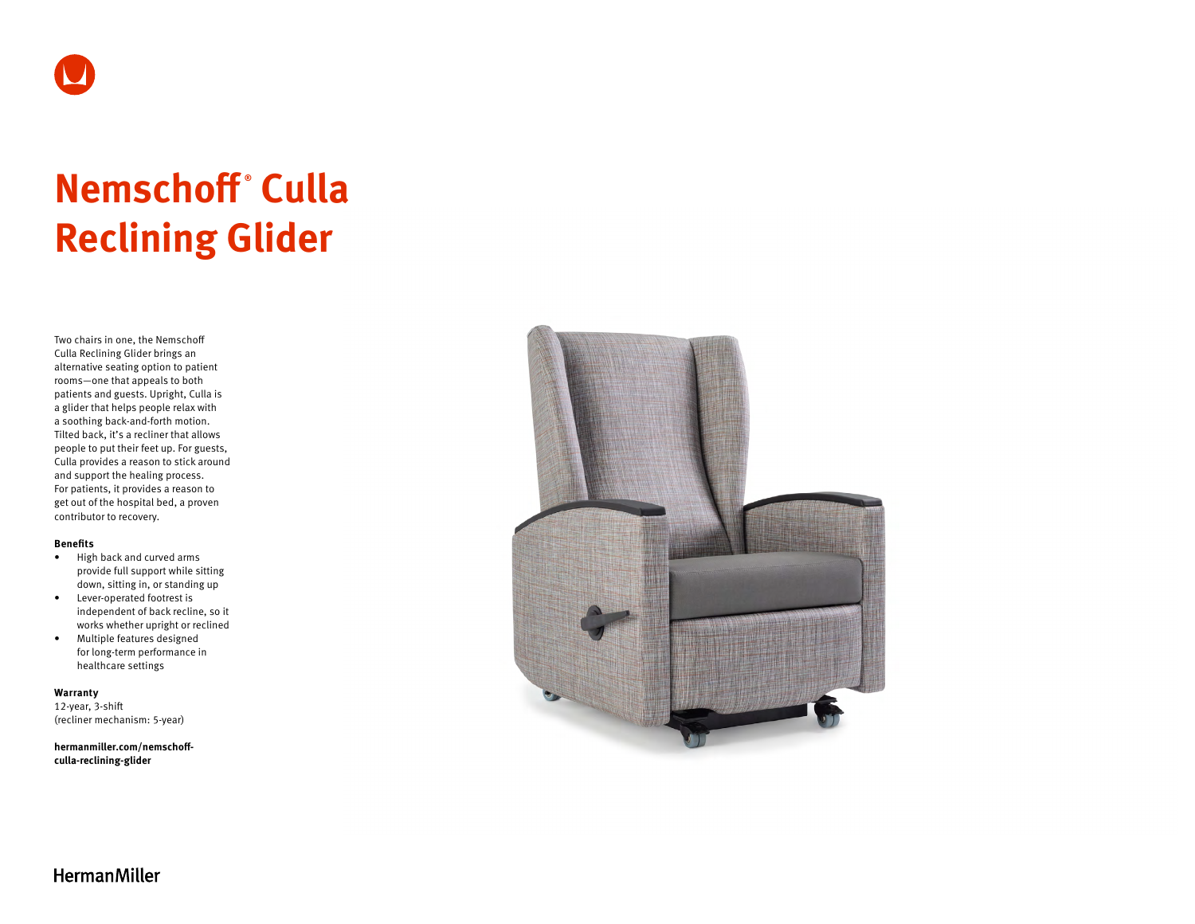# Nemschoff® Culla Reclining Glider

Two chairs in one, the Nemschoff Culla Reclining Glider brings an alternative seating option to patient rooms—one that appeals to both patients and guests. Upright, Culla is a glider that helps people relax with a soothing back-and-forth motion. Tilted back, it's a recliner that allows people to put their feet up. For guests, Culla provides a reason to stick around and support the healing process. For patients, it provides a reason to get out of the hospital bed, a proven contributor to recovery.

**Benefits**

- High back and curved arms provide full support while sitting down, sitting in, or standing up
- Lever-operated footrest is independent of back recline, so it works whether upright or reclined
- Multiple features designed for long-term performance in healthcare settings

**Warranty**

12-year, 3-shift
(recliner mechanism: 5-year)

**hermanmiller.com/nemschoff-culla-reclining-glider**

HermanMiller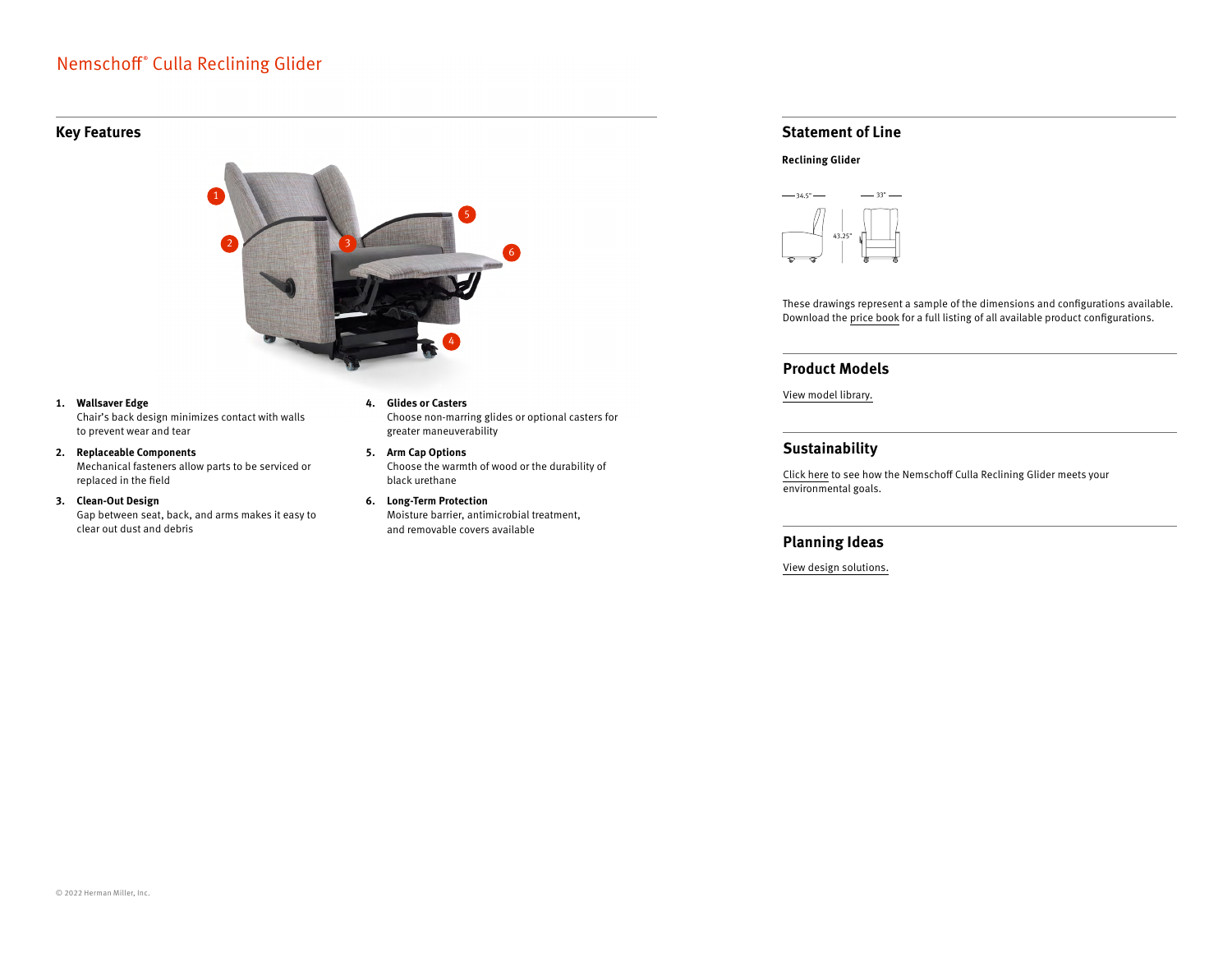# Nemschoff® Culla Reclining Glider

## Key Features

1
2
3
4
5
6

1. **Wallsaver Edge**
   Chair's back design minimizes contact with walls to prevent wear and tear
2. **Replaceable Components**
   Mechanical fasteners allow parts to be serviced or replaced in the field
3. **Clean-Out Design**
   Gap between seat, back, and arms makes it easy to clear out dust and debris
4. **Glides or Casters**
   Choose non-marring glides or optional casters for greater maneuverability
5. **Arm Cap Options**
   Choose the warmth of wood or the durability of black urethane
6. **Long-Term Protection**
   Moisture barrier, antimicrobial treatment, and removable covers available

## Statement of Line

**Reclining Glider**

34.5"
33"
43.25"

These drawings represent a sample of the dimensions and configurations available. Download the price book for a full listing of all available product configurations.

## Product Models

View model library.

## Sustainability

Click here to see how the Nemschoff Culla Reclining Glider meets your environmental goals.

## Planning Ideas

View design solutions.

© 2022 Herman Miller, Inc.